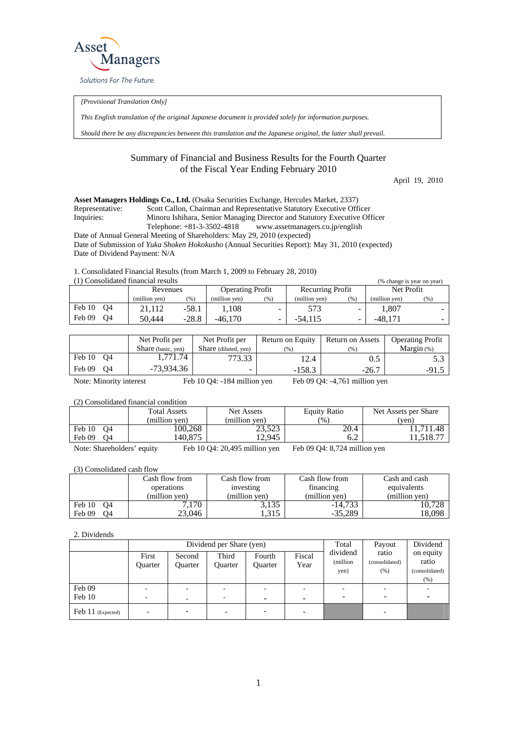Asset Managers

Solutions For The Future.

*[Provisional Translation Only]*

*This English translation of the original Japanese document is provided solely for information purposes.*

*Should there be any discrepancies between this translation and the Japanese original, the latter shall prevail.*

# Summary of Financial and Business Results for the Fourth Quarter of the Fiscal Year Ending February 2010

April 19, 2010

**Asset Managers Holdings Co., Ltd.** (Osaka Securities Exchange, Hercules Market, 2337)
Representative: Scott Callon, Chairman and Representative Statutory Executive Officer
Inquiries: Minoru Ishihara, Senior Managing Director and Statutory Executive Officer
Telephone: +81-3-3502-4818 www.assetmanagers.co.jp/english
Date of Annual General Meeting of Shareholders: May 29, 2010 (expected)
Date of Submission of *Yuka Shoken Hokokusho* (Annual Securities Report): May 31, 2010 (expected)
Date of Dividend Payment: N/A

1. Consolidated Financial Results (from March 1, 2009 to February 28, 2010)

(1) Consolidated financial results (% change is year on year)

| | Revenues | | Operating Profit | | Recurring Profit | | Net Profit | |
|---|---|---|---|---|---|---|---|---|
| | (million yen) | (%) | (million yen) | (%) | (million yen) | (%) | (million yen) | (%) |
| Feb 10 Q4 | 21,112 | -58.1 | 1,108 | - | 573 | - | 1,807 | - |
| Feb 09 Q4 | 50,444 | -28.8 | -46,170 | - | -54,115 | - | -48,171 | - |

| | Net Profit per Share (basic, yen) | Net Profit per Share (diluted, yen) | Return on Equity (%) | Return on Assets (%) | Operating Profit Margin (%) |
|---|---|---|---|---|---|
| Feb 10 Q4 | 1,771.74 | 773.33 | 12.4 | 0.5 | 5.3 |
| Feb 09 Q4 | -73,934.36 | - | -158.3 | -26.7 | -91.5 |

Note: Minority interest Feb 10 Q4: -184 million yen Feb 09 Q4: -4,761 million yen

(2) Consolidated financial condition

| | Total Assets (million yen) | Net Assets (million yen) | Equity Ratio (%) | Net Assets per Share (yen) |
|---|---|---|---|---|
| Feb 10 Q4 | 100,268 | 23,523 | 20.4 | 11,711.48 |
| Feb 09 Q4 | 140,875 | 12,945 | 6.2 | 11,518.77 |

Note: Shareholders' equity Feb 10 Q4: 20,495 million yen Feb 09 Q4: 8,724 million yen

(3) Consolidated cash flow

| | Cash flow from operations (million yen) | Cash flow from investing (million yen) | Cash flow from financing (million yen) | Cash and cash equivalents (million yen) |
|---|---|---|---|---|
| Feb 10 Q4 | 7,170 | 3,135 | -14,733 | 10,728 |
| Feb 09 Q4 | 23,046 | 1,315 | -35,289 | 18,098 |

2. Dividends

| | Dividend per Share (yen) | | | | | Total dividend (million yen) | Payout ratio (consolidated) (%) | Dividend on equity ratio (consolidated) (%) |
|---|---|---|---|---|---|---|---|---|
| | First Quarter | Second Quarter | Third Quarter | Fourth Quarter | Fiscal Year | | | |
| Feb 09 | - | - | - | - | - | - | - | - |
| Feb 10 | - | - | - | - | - | - | - | - |
| Feb 11 (Expected) | - | - | - | - | - | | - | |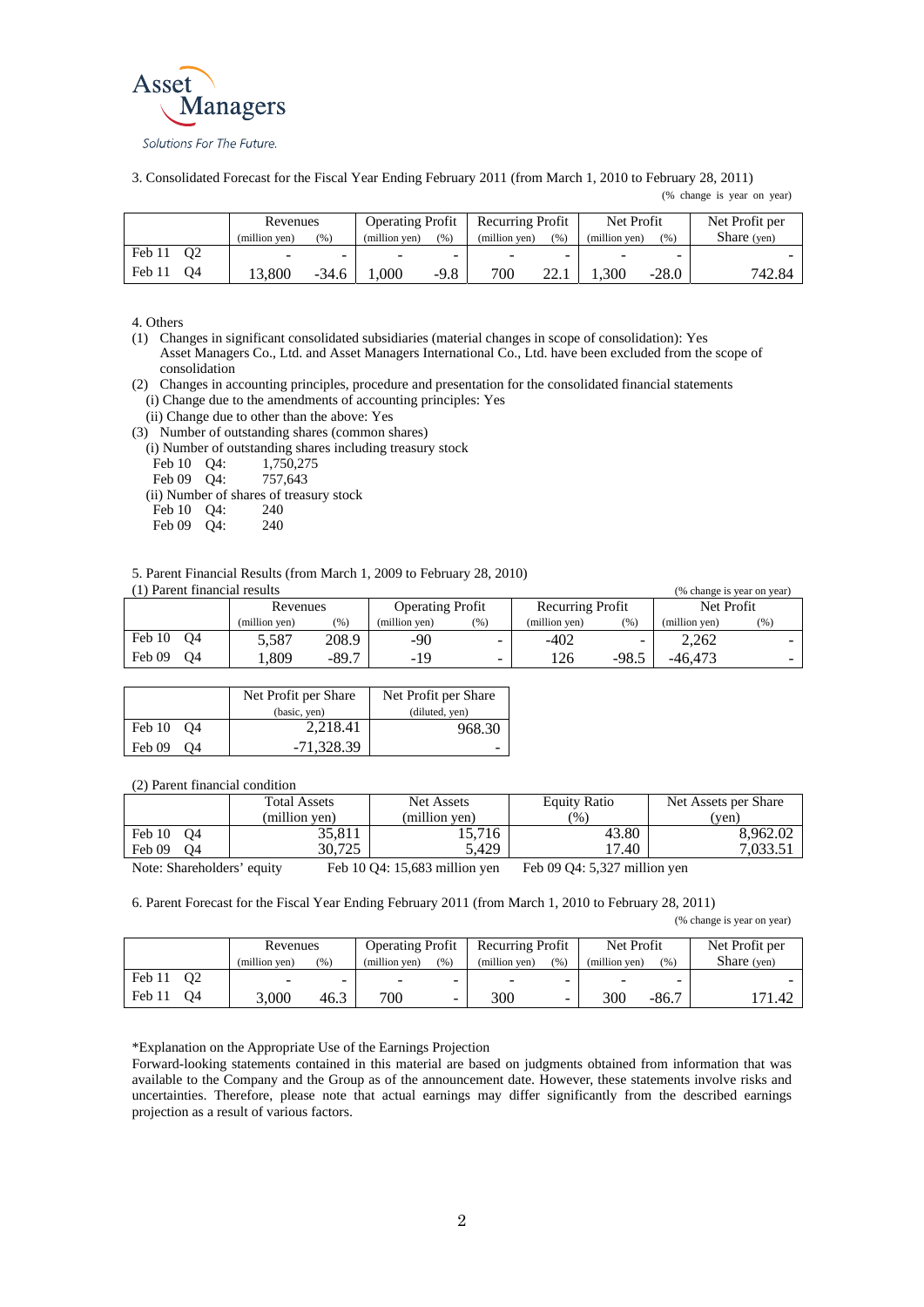Asset Managers
Solutions For The Future.

3. Consolidated Forecast for the Fiscal Year Ending February 2011 (from March 1, 2010 to February 28, 2011)

(% change is year on year)

| | Revenues | | Operating Profit | | Recurring Profit | | Net Profit | | Net Profit per Share (yen) |
|---|---|---|---|---|---|---|---|---|---|
| | (million yen) | (%) | (million yen) | (%) | (million yen) | (%) | (million yen) | (%) | |
| Feb 11 Q2 | - | - | - | - | - | - | - | - | - |
| Feb 11 Q4 | 13,800 | -34.6 | 1,000 | -9.8 | 700 | 22.1 | 1,300 | -28.0 | 742.84 |

4. Others

(1) Changes in significant consolidated subsidiaries (material changes in scope of consolidation): Yes
Asset Managers Co., Ltd. and Asset Managers International Co., Ltd. have been excluded from the scope of consolidation

(2) Changes in accounting principles, procedure and presentation for the consolidated financial statements
(i) Change due to the amendments of accounting principles: Yes
(ii) Change due to other than the above: Yes

(3) Number of outstanding shares (common shares)
(i) Number of outstanding shares including treasury stock
Feb 10 Q4: 1,750,275
Feb 09 Q4: 757,643
(ii) Number of shares of treasury stock
Feb 10 Q4: 240
Feb 09 Q4: 240

5. Parent Financial Results (from March 1, 2009 to February 28, 2010)

(1) Parent financial results

(% change is year on year)

| | Revenues | | Operating Profit | | Recurring Profit | | Net Profit | |
|---|---|---|---|---|---|---|---|---|
| | (million yen) | (%) | (million yen) | (%) | (million yen) | (%) | (million yen) | (%) |
| Feb 10 Q4 | 5,587 | 208.9 | -90 | - | -402 | - | 2,262 | - |
| Feb 09 Q4 | 1,809 | -89.7 | -19 | - | 126 | -98.5 | -46,473 | - |

| | Net Profit per Share (basic, yen) | Net Profit per Share (diluted, yen) |
|---|---|---|
| Feb 10 Q4 | 2,218.41 | 968.30 |
| Feb 09 Q4 | -71,328.39 | - |

(2) Parent financial condition

| | Total Assets (million yen) | Net Assets (million yen) | Equity Ratio (%) | Net Assets per Share (yen) |
|---|---|---|---|---|
| Feb 10 Q4 | 35,811 | 15,716 | 43.80 | 8,962.02 |
| Feb 09 Q4 | 30,725 | 5,429 | 17.40 | 7,033.51 |

Note: Shareholders' equity Feb 10 Q4: 15,683 million yen Feb 09 Q4: 5,327 million yen

6. Parent Forecast for the Fiscal Year Ending February 2011 (from March 1, 2010 to February 28, 2011)

(% change is year on year)

| | Revenues | | Operating Profit | | Recurring Profit | | Net Profit | | Net Profit per Share (yen) |
|---|---|---|---|---|---|---|---|---|---|
| | (million yen) | (%) | (million yen) | (%) | (million yen) | (%) | (million yen) | (%) | |
| Feb 11 Q2 | - | - | - | - | - | - | - | - | - |
| Feb 11 Q4 | 3,000 | 46.3 | 700 | - | 300 | - | 300 | -86.7 | 171.42 |

*Explanation on the Appropriate Use of the Earnings Projection

Forward-looking statements contained in this material are based on judgments obtained from information that was available to the Company and the Group as of the announcement date. However, these statements involve risks and uncertainties. Therefore, please note that actual earnings may differ significantly from the described earnings projection as a result of various factors.